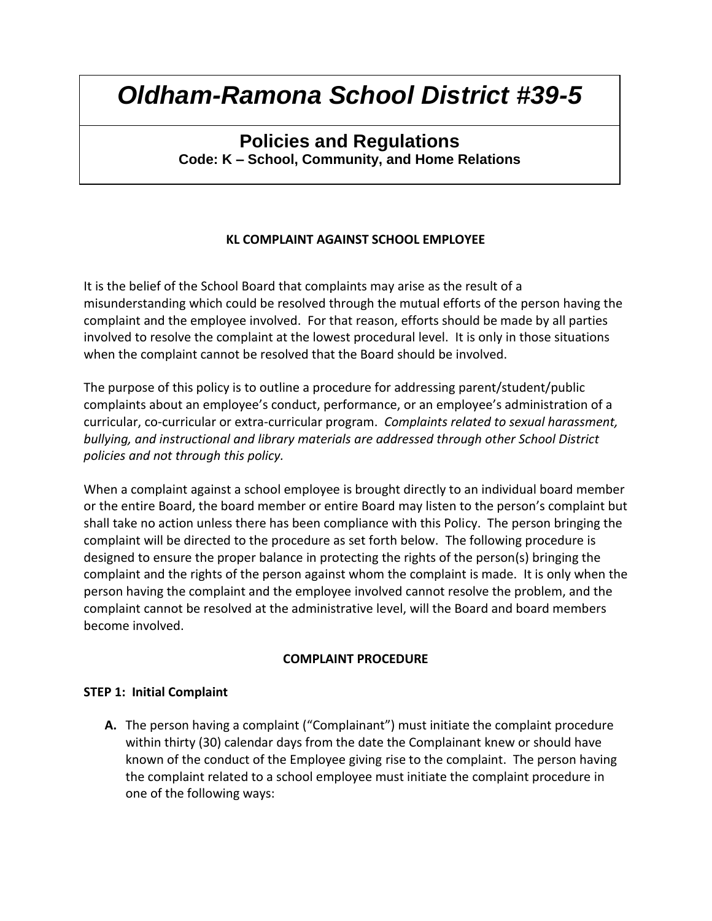# *Oldham-Ramona School District #39-5*

## Policies and Regulations

**Code: K – School, Community, and Home Relations**

### KL COMPLAINT AGAINST SCHOOL EMPLOYEE

It is the belief of the School Board that complaints may arise as the result of a misunderstanding which could be resolved through the mutual efforts of the person having the complaint and the employee involved. For that reason, efforts should be made by all parties involved to resolve the complaint at the lowest procedural level. It is only in those situations when the complaint cannot be resolved that the Board should be involved.

The purpose of this policy is to outline a procedure for addressing parent/student/public complaints about an employee's conduct, performance, or an employee's administration of a curricular, co-curricular or extra-curricular program. *Complaints related to sexual harassment, bullying, and instructional and library materials are addressed through other School District policies and not through this policy.*

When a complaint against a school employee is brought directly to an individual board member or the entire Board, the board member or entire Board may listen to the person's complaint but shall take no action unless there has been compliance with this Policy. The person bringing the complaint will be directed to the procedure as set forth below. The following procedure is designed to ensure the proper balance in protecting the rights of the person(s) bringing the complaint and the rights of the person against whom the complaint is made. It is only when the person having the complaint and the employee involved cannot resolve the problem, and the complaint cannot be resolved at the administrative level, will the Board and board members become involved.

### COMPLAINT PROCEDURE

**STEP 1: Initial Complaint**

**A.** The person having a complaint ("Complainant") must initiate the complaint procedure within thirty (30) calendar days from the date the Complainant knew or should have known of the conduct of the Employee giving rise to the complaint. The person having the complaint related to a school employee must initiate the complaint procedure in one of the following ways: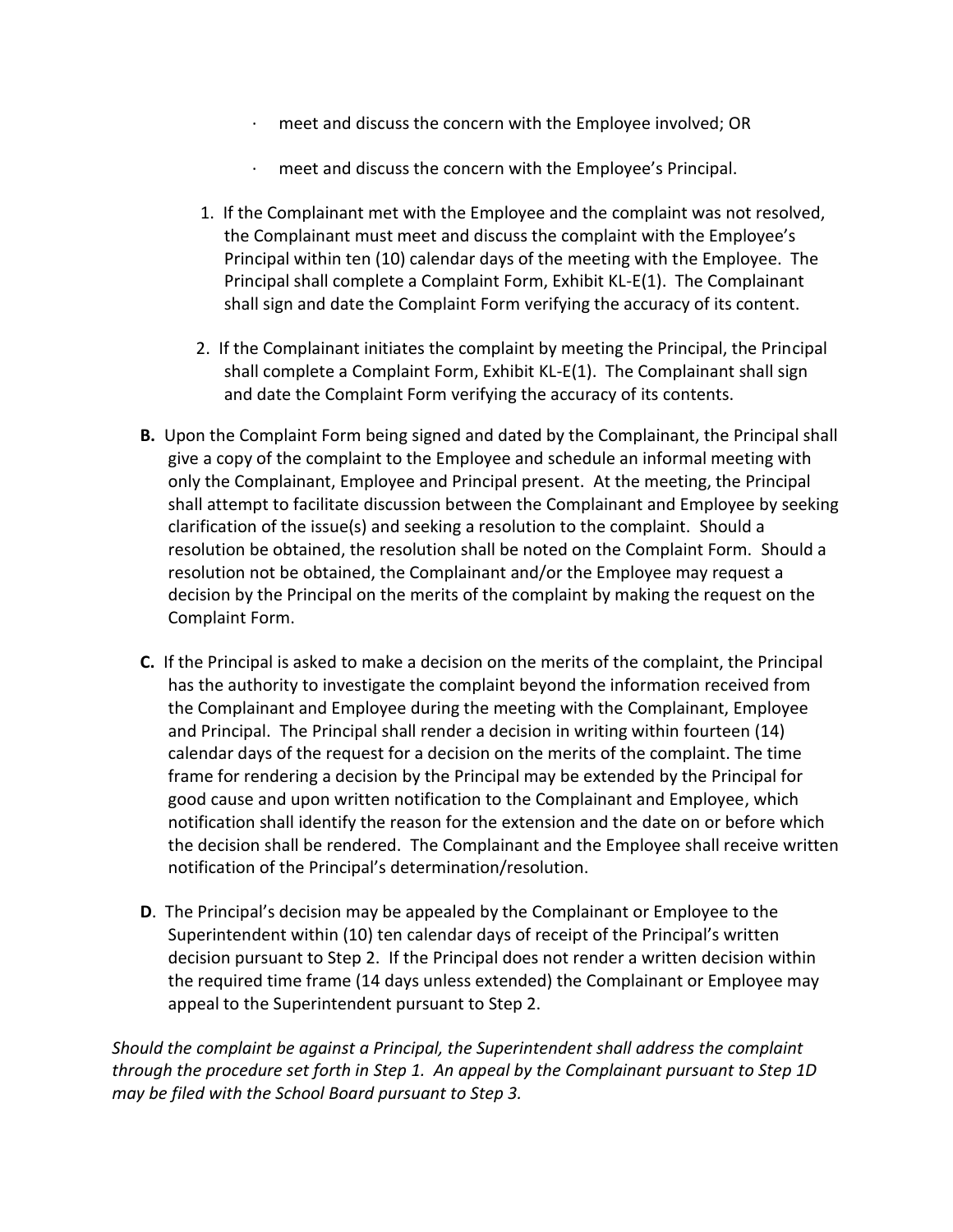- meet and discuss the concern with the Employee involved; OR
- meet and discuss the concern with the Employee's Principal.

1. If the Complainant met with the Employee and the complaint was not resolved, the Complainant must meet and discuss the complaint with the Employee's Principal within ten (10) calendar days of the meeting with the Employee. The Principal shall complete a Complaint Form, Exhibit KL-E(1). The Complainant shall sign and date the Complaint Form verifying the accuracy of its content.

2. If the Complainant initiates the complaint by meeting the Principal, the Principal shall complete a Complaint Form, Exhibit KL-E(1). The Complainant shall sign and date the Complaint Form verifying the accuracy of its contents.

**B.** Upon the Complaint Form being signed and dated by the Complainant, the Principal shall give a copy of the complaint to the Employee and schedule an informal meeting with only the Complainant, Employee and Principal present. At the meeting, the Principal shall attempt to facilitate discussion between the Complainant and Employee by seeking clarification of the issue(s) and seeking a resolution to the complaint. Should a resolution be obtained, the resolution shall be noted on the Complaint Form. Should a resolution not be obtained, the Complainant and/or the Employee may request a decision by the Principal on the merits of the complaint by making the request on the Complaint Form.

**C.** If the Principal is asked to make a decision on the merits of the complaint, the Principal has the authority to investigate the complaint beyond the information received from the Complainant and Employee during the meeting with the Complainant, Employee and Principal. The Principal shall render a decision in writing within fourteen (14) calendar days of the request for a decision on the merits of the complaint. The time frame for rendering a decision by the Principal may be extended by the Principal for good cause and upon written notification to the Complainant and Employee, which notification shall identify the reason for the extension and the date on or before which the decision shall be rendered. The Complainant and the Employee shall receive written notification of the Principal's determination/resolution.

**D**. The Principal's decision may be appealed by the Complainant or Employee to the Superintendent within (10) ten calendar days of receipt of the Principal's written decision pursuant to Step 2. If the Principal does not render a written decision within the required time frame (14 days unless extended) the Complainant or Employee may appeal to the Superintendent pursuant to Step 2.

*Should the complaint be against a Principal, the Superintendent shall address the complaint through the procedure set forth in Step 1. An appeal by the Complainant pursuant to Step 1D may be filed with the School Board pursuant to Step 3.*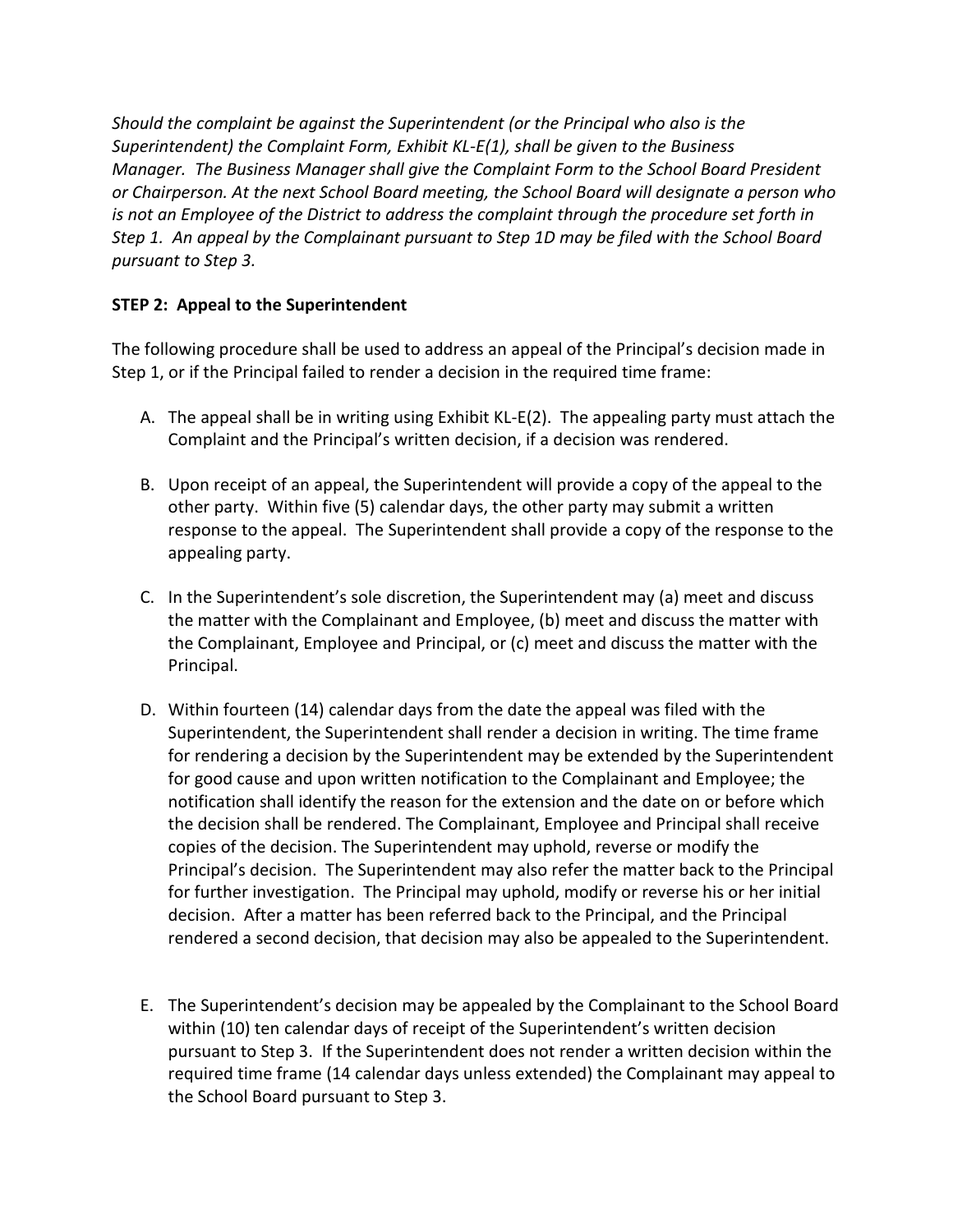*Should the complaint be against the Superintendent (or the Principal who also is the Superintendent) the Complaint Form, Exhibit KL-E(1), shall be given to the Business Manager. The Business Manager shall give the Complaint Form to the School Board President or Chairperson. At the next School Board meeting, the School Board will designate a person who is not an Employee of the District to address the complaint through the procedure set forth in Step 1. An appeal by the Complainant pursuant to Step 1D may be filed with the School Board pursuant to Step 3.*

**STEP 2: Appeal to the Superintendent**

The following procedure shall be used to address an appeal of the Principal's decision made in Step 1, or if the Principal failed to render a decision in the required time frame:

A. The appeal shall be in writing using Exhibit KL-E(2). The appealing party must attach the Complaint and the Principal's written decision, if a decision was rendered.

B. Upon receipt of an appeal, the Superintendent will provide a copy of the appeal to the other party. Within five (5) calendar days, the other party may submit a written response to the appeal. The Superintendent shall provide a copy of the response to the appealing party.

C. In the Superintendent's sole discretion, the Superintendent may (a) meet and discuss the matter with the Complainant and Employee, (b) meet and discuss the matter with the Complainant, Employee and Principal, or (c) meet and discuss the matter with the Principal.

D. Within fourteen (14) calendar days from the date the appeal was filed with the Superintendent, the Superintendent shall render a decision in writing. The time frame for rendering a decision by the Superintendent may be extended by the Superintendent for good cause and upon written notification to the Complainant and Employee; the notification shall identify the reason for the extension and the date on or before which the decision shall be rendered. The Complainant, Employee and Principal shall receive copies of the decision. The Superintendent may uphold, reverse or modify the Principal's decision. The Superintendent may also refer the matter back to the Principal for further investigation. The Principal may uphold, modify or reverse his or her initial decision. After a matter has been referred back to the Principal, and the Principal rendered a second decision, that decision may also be appealed to the Superintendent.

E. The Superintendent's decision may be appealed by the Complainant to the School Board within (10) ten calendar days of receipt of the Superintendent's written decision pursuant to Step 3. If the Superintendent does not render a written decision within the required time frame (14 calendar days unless extended) the Complainant may appeal to the School Board pursuant to Step 3.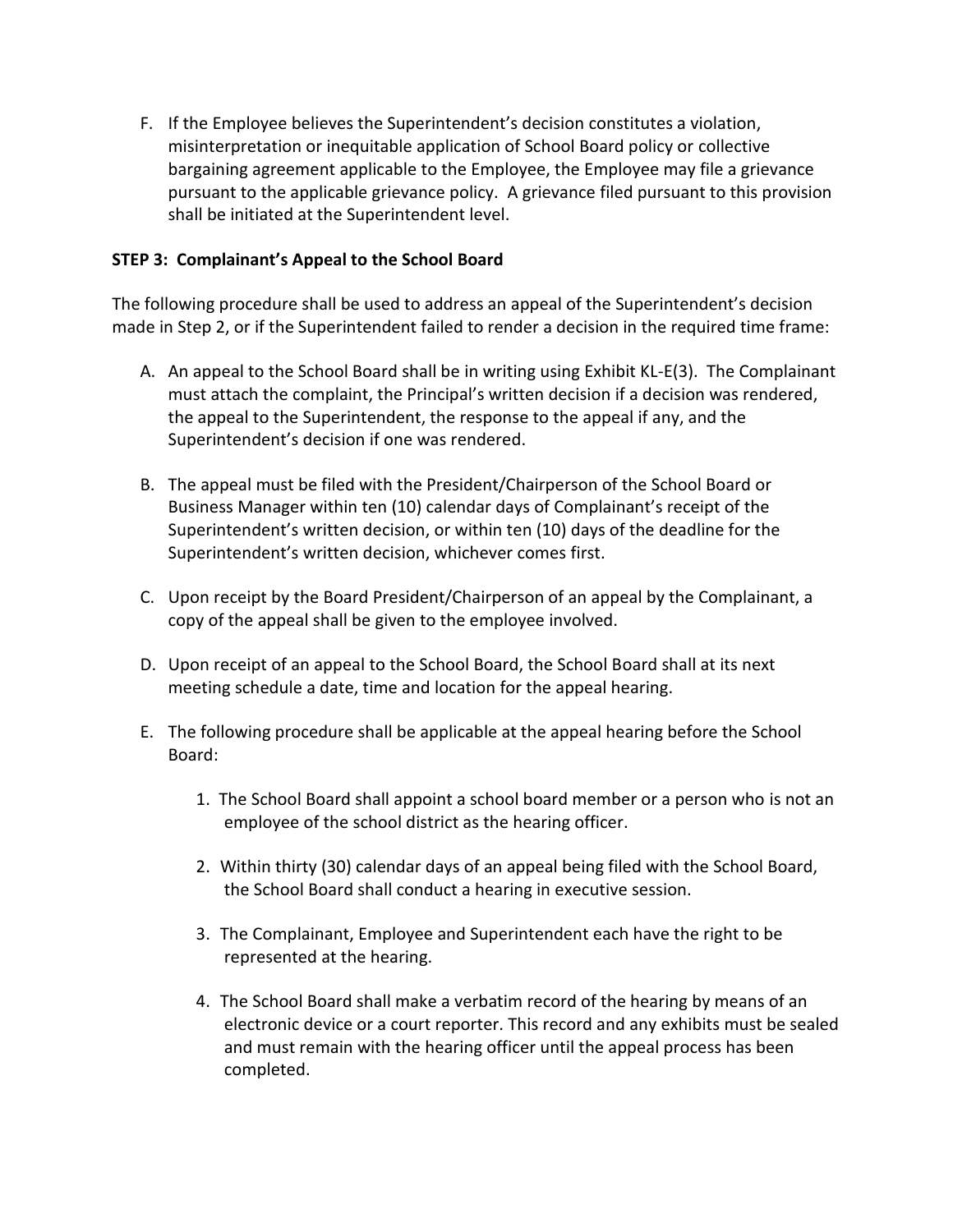F. If the Employee believes the Superintendent's decision constitutes a violation, misinterpretation or inequitable application of School Board policy or collective bargaining agreement applicable to the Employee, the Employee may file a grievance pursuant to the applicable grievance policy. A grievance filed pursuant to this provision shall be initiated at the Superintendent level.

**STEP 3: Complainant's Appeal to the School Board**

The following procedure shall be used to address an appeal of the Superintendent's decision made in Step 2, or if the Superintendent failed to render a decision in the required time frame:

A. An appeal to the School Board shall be in writing using Exhibit KL-E(3). The Complainant must attach the complaint, the Principal's written decision if a decision was rendered, the appeal to the Superintendent, the response to the appeal if any, and the Superintendent's decision if one was rendered.

B. The appeal must be filed with the President/Chairperson of the School Board or Business Manager within ten (10) calendar days of Complainant's receipt of the Superintendent's written decision, or within ten (10) days of the deadline for the Superintendent's written decision, whichever comes first.

C. Upon receipt by the Board President/Chairperson of an appeal by the Complainant, a copy of the appeal shall be given to the employee involved.

D. Upon receipt of an appeal to the School Board, the School Board shall at its next meeting schedule a date, time and location for the appeal hearing.

E. The following procedure shall be applicable at the appeal hearing before the School Board:

   1. The School Board shall appoint a school board member or a person who is not an employee of the school district as the hearing officer.

   2. Within thirty (30) calendar days of an appeal being filed with the School Board, the School Board shall conduct a hearing in executive session.

   3. The Complainant, Employee and Superintendent each have the right to be represented at the hearing.

   4. The School Board shall make a verbatim record of the hearing by means of an electronic device or a court reporter. This record and any exhibits must be sealed and must remain with the hearing officer until the appeal process has been completed.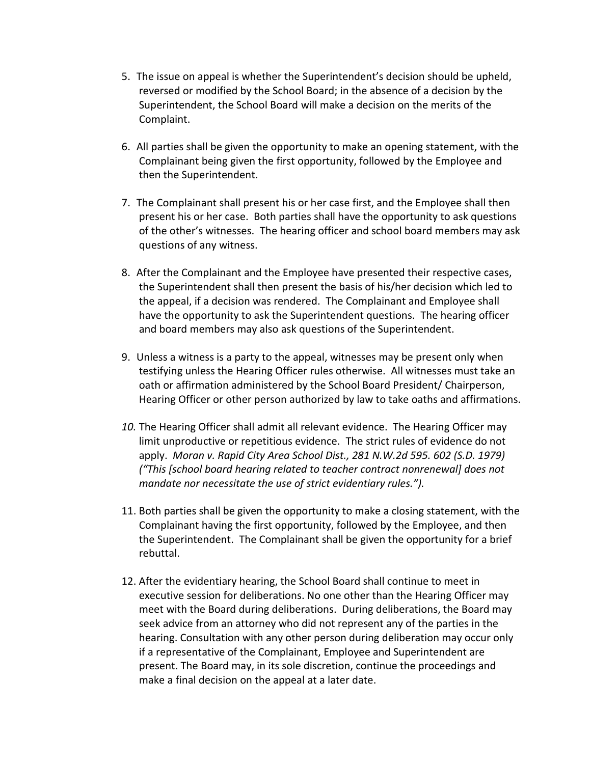5. The issue on appeal is whether the Superintendent's decision should be upheld, reversed or modified by the School Board; in the absence of a decision by the Superintendent, the School Board will make a decision on the merits of the Complaint.

6. All parties shall be given the opportunity to make an opening statement, with the Complainant being given the first opportunity, followed by the Employee and then the Superintendent.

7. The Complainant shall present his or her case first, and the Employee shall then present his or her case. Both parties shall have the opportunity to ask questions of the other's witnesses. The hearing officer and school board members may ask questions of any witness.

8. After the Complainant and the Employee have presented their respective cases, the Superintendent shall then present the basis of his/her decision which led to the appeal, if a decision was rendered. The Complainant and Employee shall have the opportunity to ask the Superintendent questions. The hearing officer and board members may also ask questions of the Superintendent.

9. Unless a witness is a party to the appeal, witnesses may be present only when testifying unless the Hearing Officer rules otherwise. All witnesses must take an oath or affirmation administered by the School Board President/ Chairperson, Hearing Officer or other person authorized by law to take oaths and affirmations.

10. The Hearing Officer shall admit all relevant evidence. The Hearing Officer may limit unproductive or repetitious evidence. The strict rules of evidence do not apply. *Moran v. Rapid City Area School Dist., 281 N.W.2d 595. 602 (S.D. 1979) ("This [school board hearing related to teacher contract nonrenewal] does not mandate nor necessitate the use of strict evidentiary rules.").*

11. Both parties shall be given the opportunity to make a closing statement, with the Complainant having the first opportunity, followed by the Employee, and then the Superintendent. The Complainant shall be given the opportunity for a brief rebuttal.

12. After the evidentiary hearing, the School Board shall continue to meet in executive session for deliberations. No one other than the Hearing Officer may meet with the Board during deliberations. During deliberations, the Board may seek advice from an attorney who did not represent any of the parties in the hearing. Consultation with any other person during deliberation may occur only if a representative of the Complainant, Employee and Superintendent are present. The Board may, in its sole discretion, continue the proceedings and make a final decision on the appeal at a later date.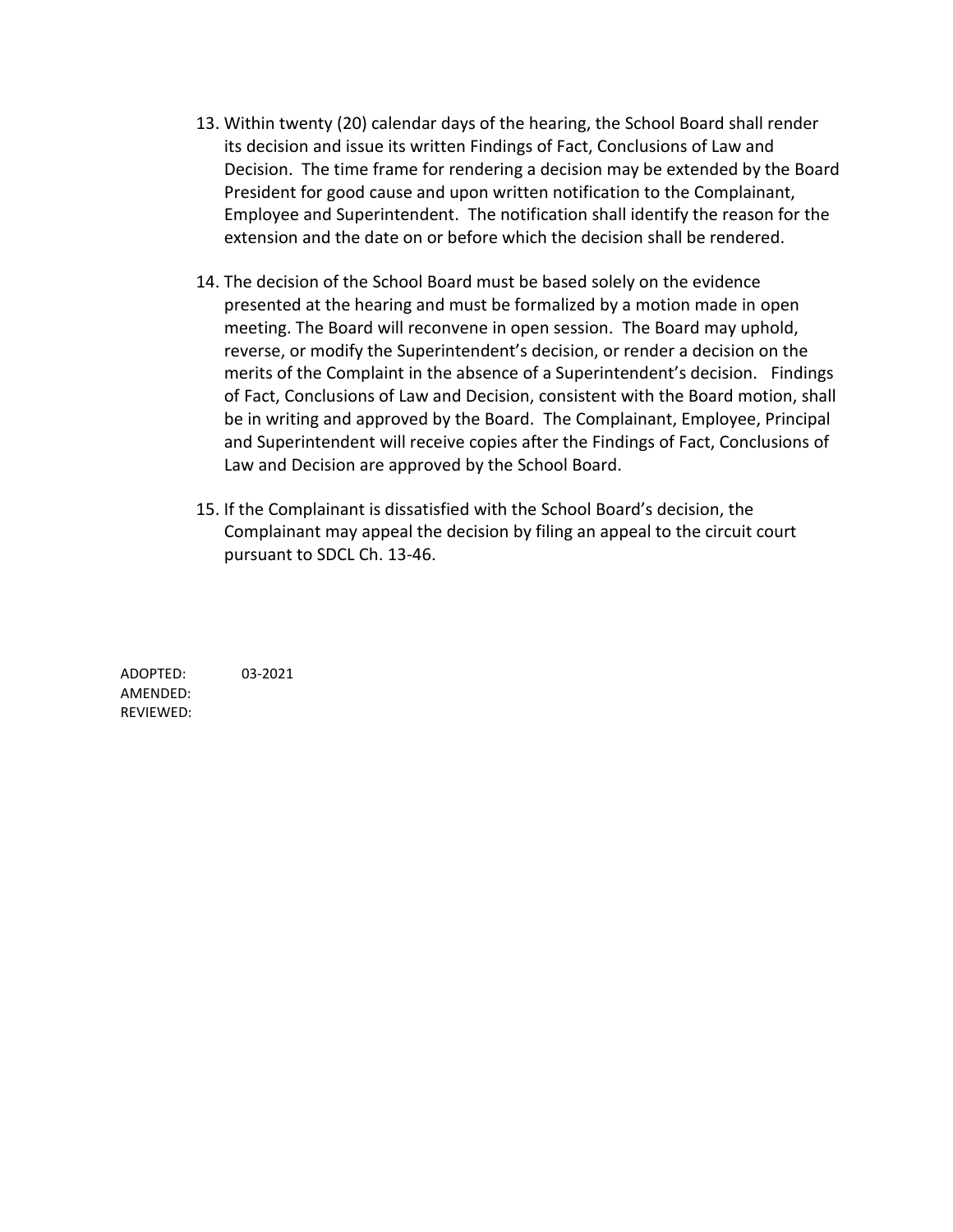13. Within twenty (20) calendar days of the hearing, the School Board shall render its decision and issue its written Findings of Fact, Conclusions of Law and Decision. The time frame for rendering a decision may be extended by the Board President for good cause and upon written notification to the Complainant, Employee and Superintendent. The notification shall identify the reason for the extension and the date on or before which the decision shall be rendered.

14. The decision of the School Board must be based solely on the evidence presented at the hearing and must be formalized by a motion made in open meeting. The Board will reconvene in open session. The Board may uphold, reverse, or modify the Superintendent's decision, or render a decision on the merits of the Complaint in the absence of a Superintendent's decision. Findings of Fact, Conclusions of Law and Decision, consistent with the Board motion, shall be in writing and approved by the Board. The Complainant, Employee, Principal and Superintendent will receive copies after the Findings of Fact, Conclusions of Law and Decision are approved by the School Board.

15. If the Complainant is dissatisfied with the School Board's decision, the Complainant may appeal the decision by filing an appeal to the circuit court pursuant to SDCL Ch. 13-46.

ADOPTED: 03-2021
AMENDED:
REVIEWED: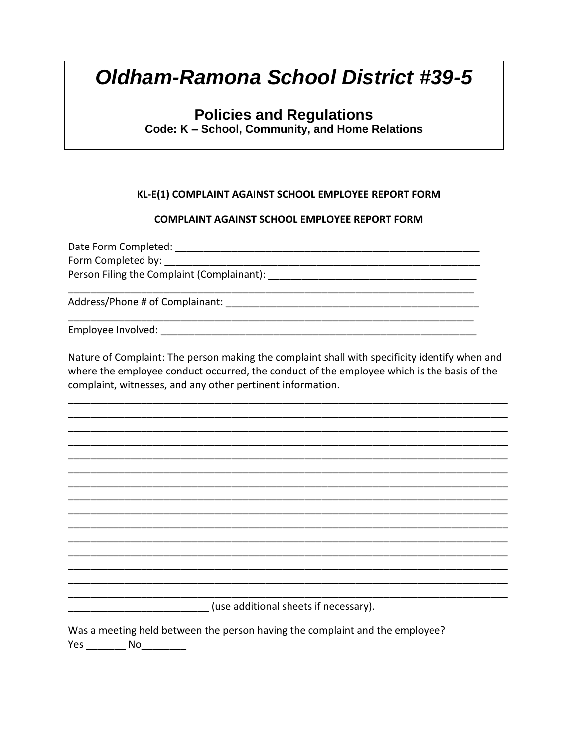# *Oldham-Ramona School District #39-5*

## Policies and Regulations

**Code: K – School, Community, and Home Relations**

**KL-E(1) COMPLAINT AGAINST SCHOOL EMPLOYEE REPORT FORM**

**COMPLAINT AGAINST SCHOOL EMPLOYEE REPORT FORM**

Date Form Completed: ___________________________________________________________

Form Completed by: _____________________________________________________________

Person Filing the Complaint (Complainant): ______________________________________

_______________________________________________________________________________

Address/Phone # of Complainant: _______________________________________________

_______________________________________________________________________________

Employee Involved: ______________________________________________________________

Nature of Complaint: The person making the complaint shall with specificity identify when and where the employee conduct occurred, the conduct of the employee which is the basis of the complaint, witnesses, and any other pertinent information.

_______________________________________________________________________________

_______________________________________________________________________________

_______________________________________________________________________________

_______________________________________________________________________________

_______________________________________________________________________________

_______________________________________________________________________________

_______________________________________________________________________________

_______________________________________________________________________________

_______________________________________________________________________________

_______________________________________________________________________________

_______________________________________________________________________________

_______________________________________________________________________________

_______________________________________________________________________________

_______________________________________________________________________________

_______________________________________________________________________________

__________________________ (use additional sheets if necessary).

Was a meeting held between the person having the complaint and the employee?

Yes _______ No________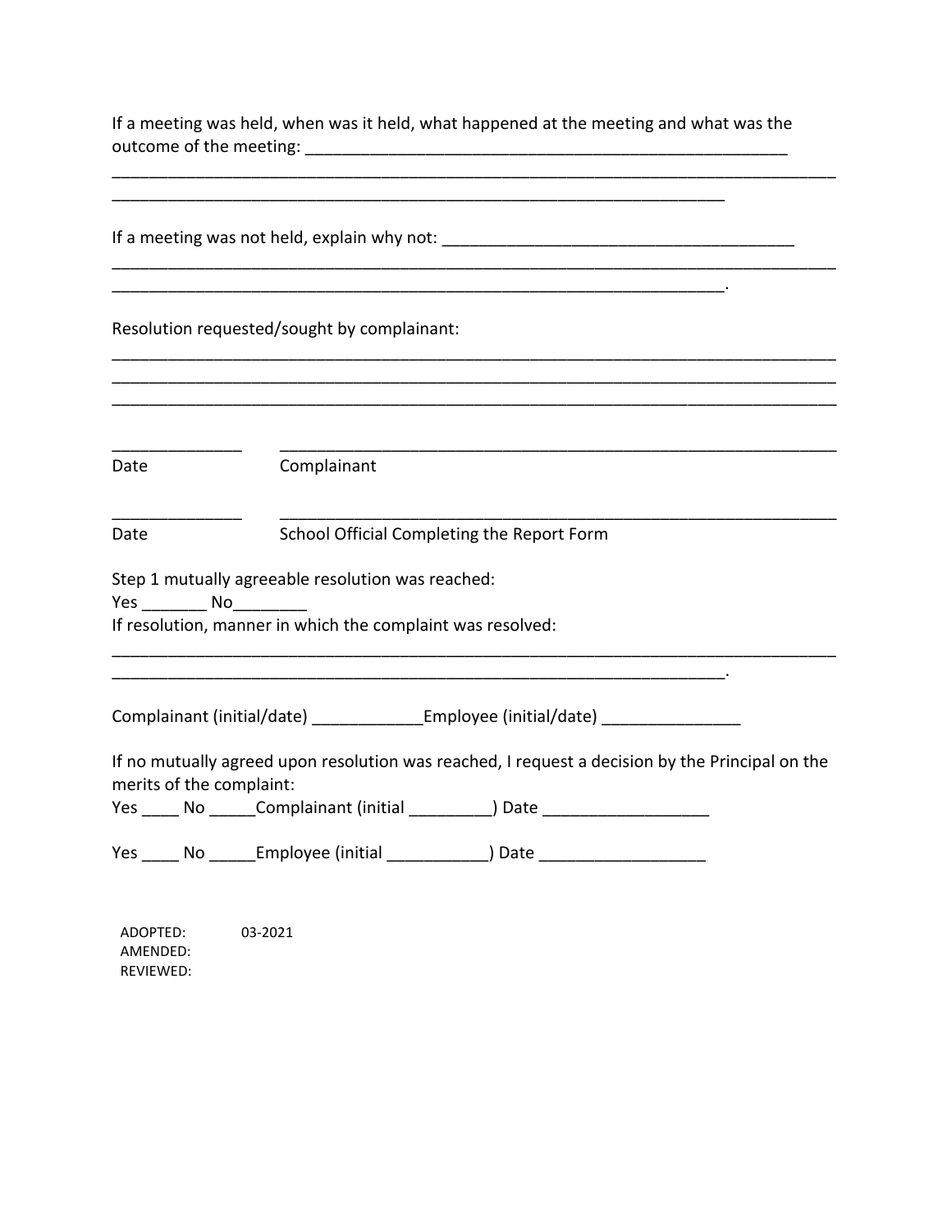If a meeting was held, when was it held, what happened at the meeting and what was the outcome of the meeting: _______________________________________________________

_________________________________________________________________________________

____________________________________________________________________

If a meeting was not held, explain why not: _______________________________________

_________________________________________________________________________________

____________________________________________________________________.

Resolution requested/sought by complainant:

_________________________________________________________________________________

_________________________________________________________________________________

_________________________________________________________________________________

______________ _____________________________________________________________

Date Complainant

______________ _____________________________________________________________

Date School Official Completing the Report Form

Step 1 mutually agreeable resolution was reached:

Yes _______ No________

If resolution, manner in which the complaint was resolved:

_________________________________________________________________________________

____________________________________________________________________.

Complainant (initial/date) ____________Employee (initial/date) _______________

If no mutually agreed upon resolution was reached, I request a decision by the Principal on the merits of the complaint:

Yes ____ No _____Complainant (initial _________) Date __________________

Yes ____ No _____Employee (initial ___________) Date __________________

ADOPTED: 03-2021
AMENDED:
REVIEWED: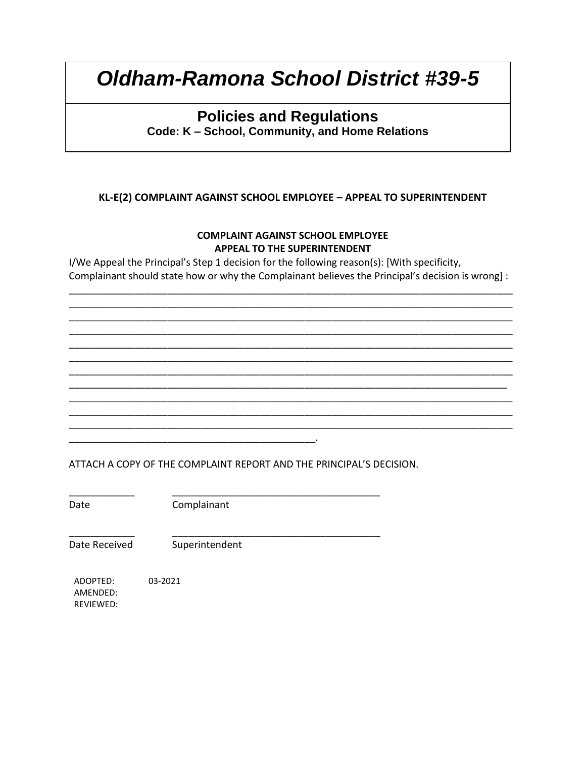# Oldham-Ramona School District #39-5

## Policies and Regulations

**Code: K – School, Community, and Home Relations**

### KL-E(2) COMPLAINT AGAINST SCHOOL EMPLOYEE – APPEAL TO SUPERINTENDENT

**COMPLAINT AGAINST SCHOOL EMPLOYEE**
**APPEAL TO THE SUPERINTENDENT**

I/We Appeal the Principal's Step 1 decision for the following reason(s): [With specificity, Complainant should state how or why the Complainant believes the Principal's decision is wrong] :

______________________________________________________________________________________
______________________________________________________________________________________
______________________________________________________________________________________
______________________________________________________________________________________
______________________________________________________________________________________
______________________________________________________________________________________
______________________________________________________________________________________
_____________________________________________________________________________________
______________________________________________________________________________________
______________________________________________________________________________________
______________________________________________________________________________________
_______________________________________________.

ATTACH A COPY OF THE COMPLAINT REPORT AND THE PRINCIPAL'S DECISION.

____________ ________________________________________
Date Complainant

____________ ________________________________________
Date Received Superintendent

ADOPTED: 03-2021
AMENDED:
REVIEWED: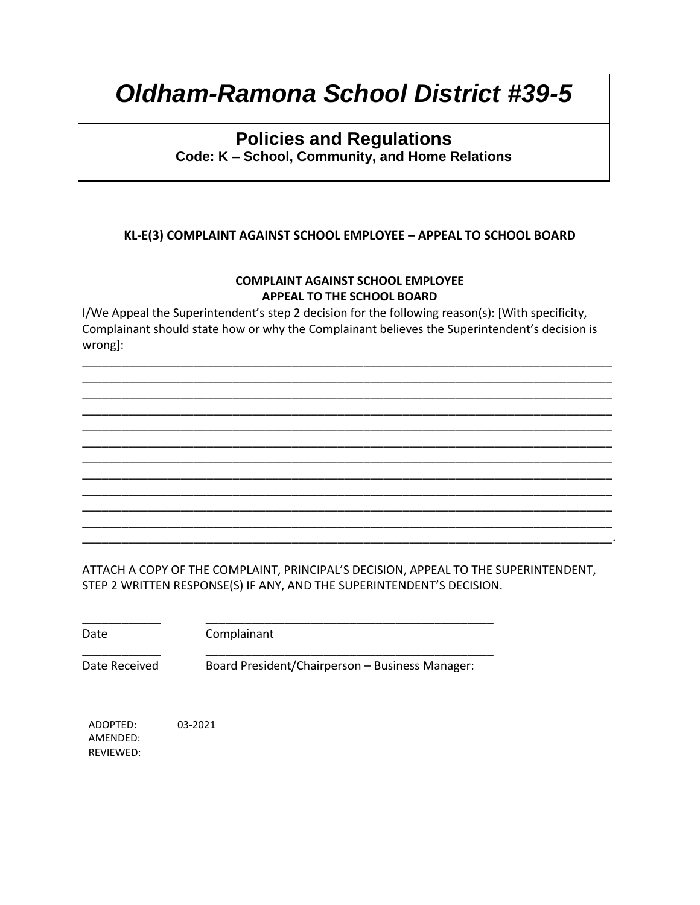# *Oldham-Ramona School District #39-5*

## Policies and Regulations

**Code: K – School, Community, and Home Relations**

### KL-E(3) COMPLAINT AGAINST SCHOOL EMPLOYEE – APPEAL TO SCHOOL BOARD

**COMPLAINT AGAINST SCHOOL EMPLOYEE**
**APPEAL TO THE SCHOOL BOARD**

I/We Appeal the Superintendent's step 2 decision for the following reason(s): [With specificity, Complainant should state how or why the Complainant believes the Superintendent's decision is wrong]:

_____________________________________________________________________________________
_____________________________________________________________________________________
_____________________________________________________________________________________
_____________________________________________________________________________________
_____________________________________________________________________________________
_____________________________________________________________________________________
_____________________________________________________________________________________
_____________________________________________________________________________________
_____________________________________________________________________________________
_____________________________________________________________________________________
_____________________________________________________________________________________
_____________________________________________________________________________________.

ATTACH A COPY OF THE COMPLAINT, PRINCIPAL'S DECISION, APPEAL TO THE SUPERINTENDENT, STEP 2 WRITTEN RESPONSE(S) IF ANY, AND THE SUPERINTENDENT'S DECISION.

____________ ______________________________________________
Date Complainant

____________ ______________________________________________
Date Received Board President/Chairperson – Business Manager:

ADOPTED: 03-2021
AMENDED:
REVIEWED: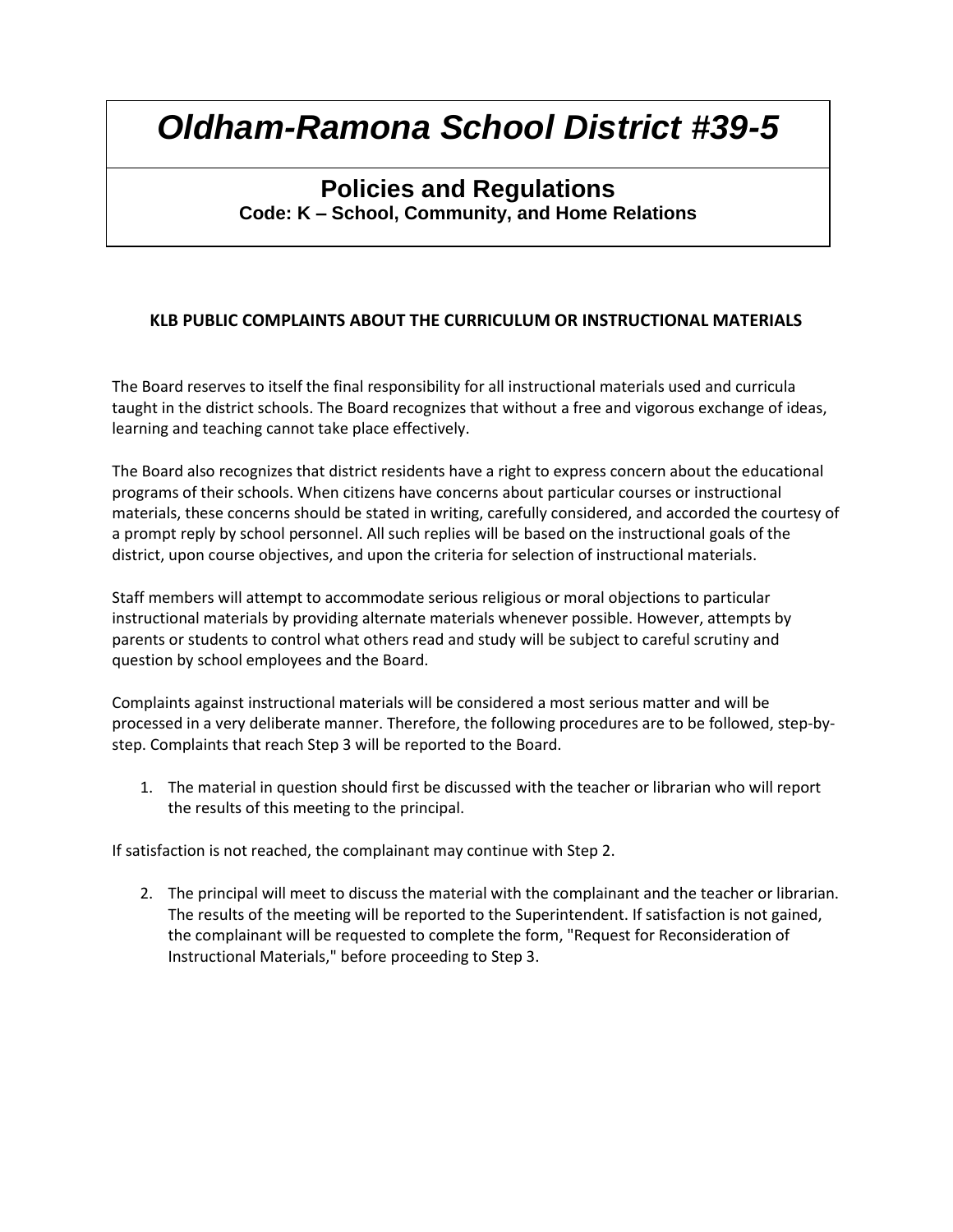# Oldham-Ramona School District #39-5

## Policies and Regulations

**Code: K – School, Community, and Home Relations**

### KLB PUBLIC COMPLAINTS ABOUT THE CURRICULUM OR INSTRUCTIONAL MATERIALS

The Board reserves to itself the final responsibility for all instructional materials used and curricula taught in the district schools. The Board recognizes that without a free and vigorous exchange of ideas, learning and teaching cannot take place effectively.

The Board also recognizes that district residents have a right to express concern about the educational programs of their schools. When citizens have concerns about particular courses or instructional materials, these concerns should be stated in writing, carefully considered, and accorded the courtesy of a prompt reply by school personnel. All such replies will be based on the instructional goals of the district, upon course objectives, and upon the criteria for selection of instructional materials.

Staff members will attempt to accommodate serious religious or moral objections to particular instructional materials by providing alternate materials whenever possible. However, attempts by parents or students to control what others read and study will be subject to careful scrutiny and question by school employees and the Board.

Complaints against instructional materials will be considered a most serious matter and will be processed in a very deliberate manner. Therefore, the following procedures are to be followed, step-by-step. Complaints that reach Step 3 will be reported to the Board.

1. The material in question should first be discussed with the teacher or librarian who will report the results of this meeting to the principal.

If satisfaction is not reached, the complainant may continue with Step 2.

2. The principal will meet to discuss the material with the complainant and the teacher or librarian. The results of the meeting will be reported to the Superintendent. If satisfaction is not gained, the complainant will be requested to complete the form, "Request for Reconsideration of Instructional Materials," before proceeding to Step 3.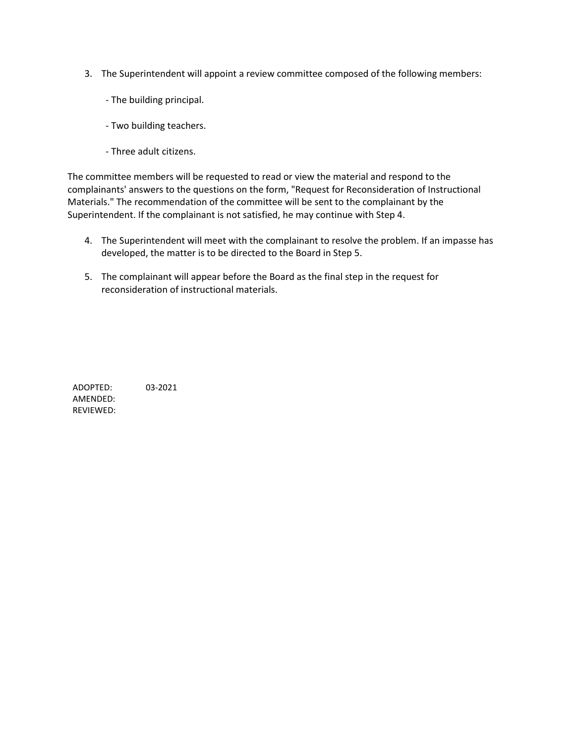3. The Superintendent will appoint a review committee composed of the following members:

   - The building principal.

   - Two building teachers.

   - Three adult citizens.

The committee members will be requested to read or view the material and respond to the complainants' answers to the questions on the form, "Request for Reconsideration of Instructional Materials." The recommendation of the committee will be sent to the complainant by the Superintendent. If the complainant is not satisfied, he may continue with Step 4.

4. The Superintendent will meet with the complainant to resolve the problem. If an impasse has developed, the matter is to be directed to the Board in Step 5.

5. The complainant will appear before the Board as the final step in the request for reconsideration of instructional materials.

ADOPTED: 03-2021
AMENDED:
REVIEWED: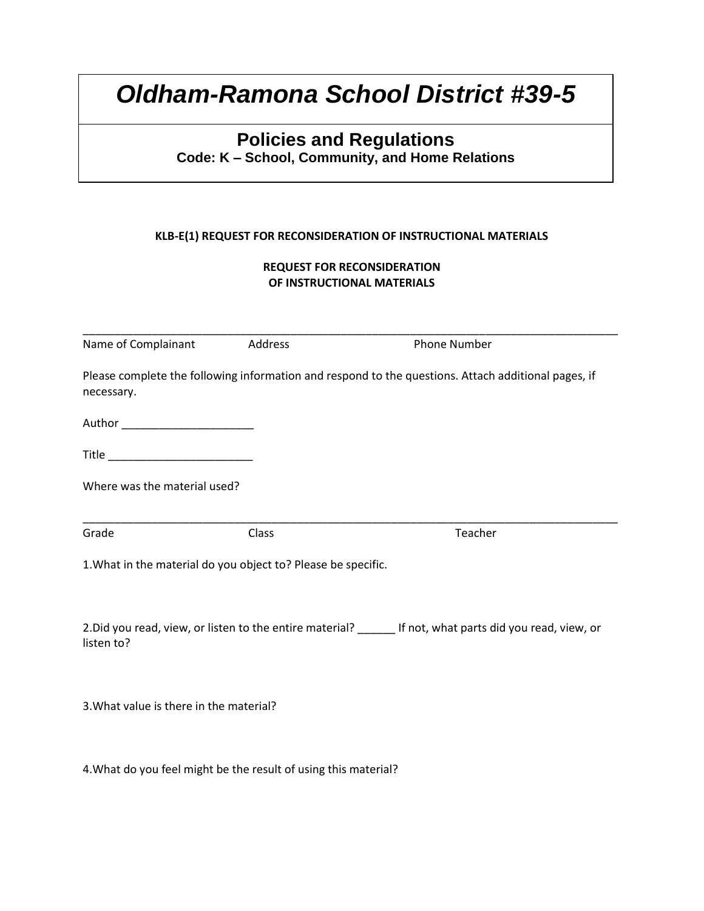# *Oldham-Ramona School District #39-5*

## Policies and Regulations

**Code: K – School, Community, and Home Relations**

**KLB-E(1) REQUEST FOR RECONSIDERATION OF INSTRUCTIONAL MATERIALS**

**REQUEST FOR RECONSIDERATION**
**OF INSTRUCTIONAL MATERIALS**

______________________________________________________________________________

Name of Complainant Address Phone Number

Please complete the following information and respond to the questions. Attach additional pages, if necessary.

Author _____________________

Title _______________________

Where was the material used?

______________________________________________________________________________

Grade Class Teacher

1.What in the material do you object to? Please be specific.

2.Did you read, view, or listen to the entire material? ______ If not, what parts did you read, view, or listen to?

3.What value is there in the material?

4.What do you feel might be the result of using this material?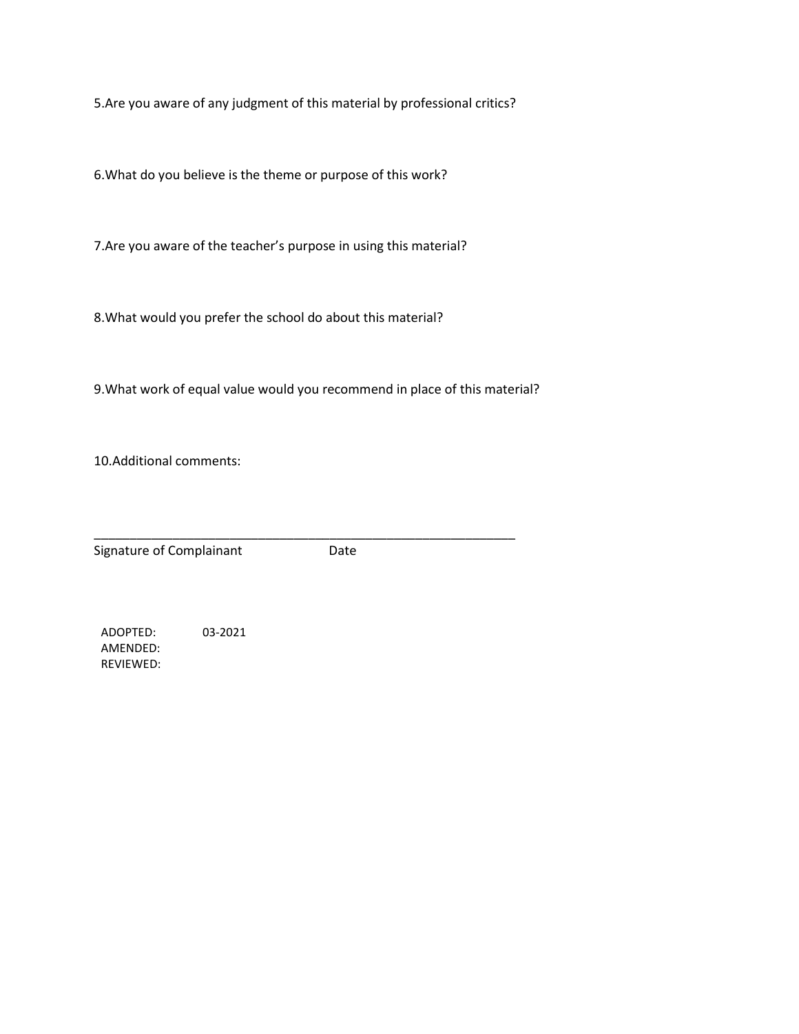5.Are you aware of any judgment of this material by professional critics?

6.What do you believe is the theme or purpose of this work?

7.Are you aware of the teacher's purpose in using this material?

8.What would you prefer the school do about this material?

9.What work of equal value would you recommend in place of this material?

10.Additional comments:

______________________________________________________________

Signature of Complainant Date

ADOPTED: 03-2021
AMENDED:
REVIEWED: